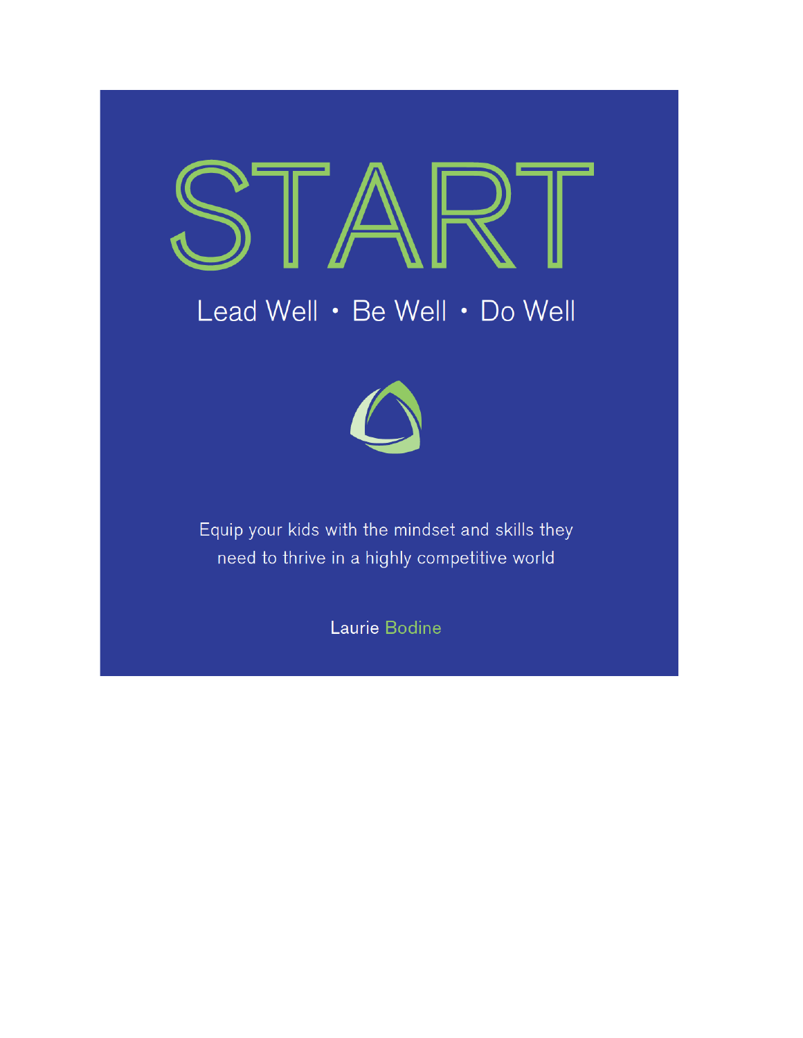# START

## Lead Well • Be Well • Do Well

Equip your kids with the mindset and skills they need to thrive in a highly competitive world

Laurie Bodine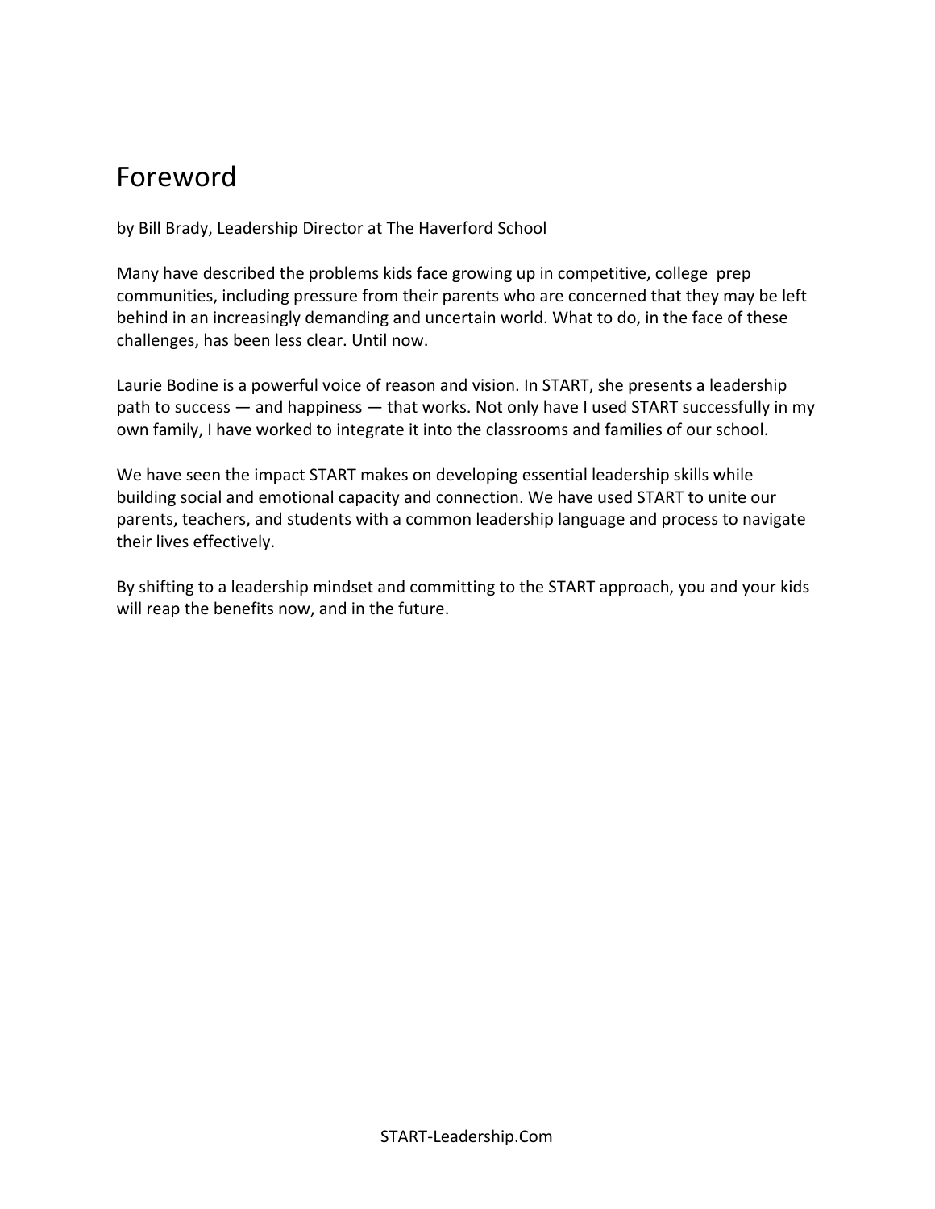# Foreword

by Bill Brady, Leadership Director at The Haverford School

Many have described the problems kids face growing up in competitive, college prep communities, including pressure from their parents who are concerned that they may be left behind in an increasingly demanding and uncertain world. What to do, in the face of these challenges, has been less clear. Until now.

Laurie Bodine is a powerful voice of reason and vision. In START, she presents a leadership path to success — and happiness — that works. Not only have I used START successfully in my own family, I have worked to integrate it into the classrooms and families of our school.

We have seen the impact START makes on developing essential leadership skills while building social and emotional capacity and connection. We have used START to unite our parents, teachers, and students with a common leadership language and process to navigate their lives effectively.

By shifting to a leadership mindset and committing to the START approach, you and your kids will reap the benefits now, and in the future.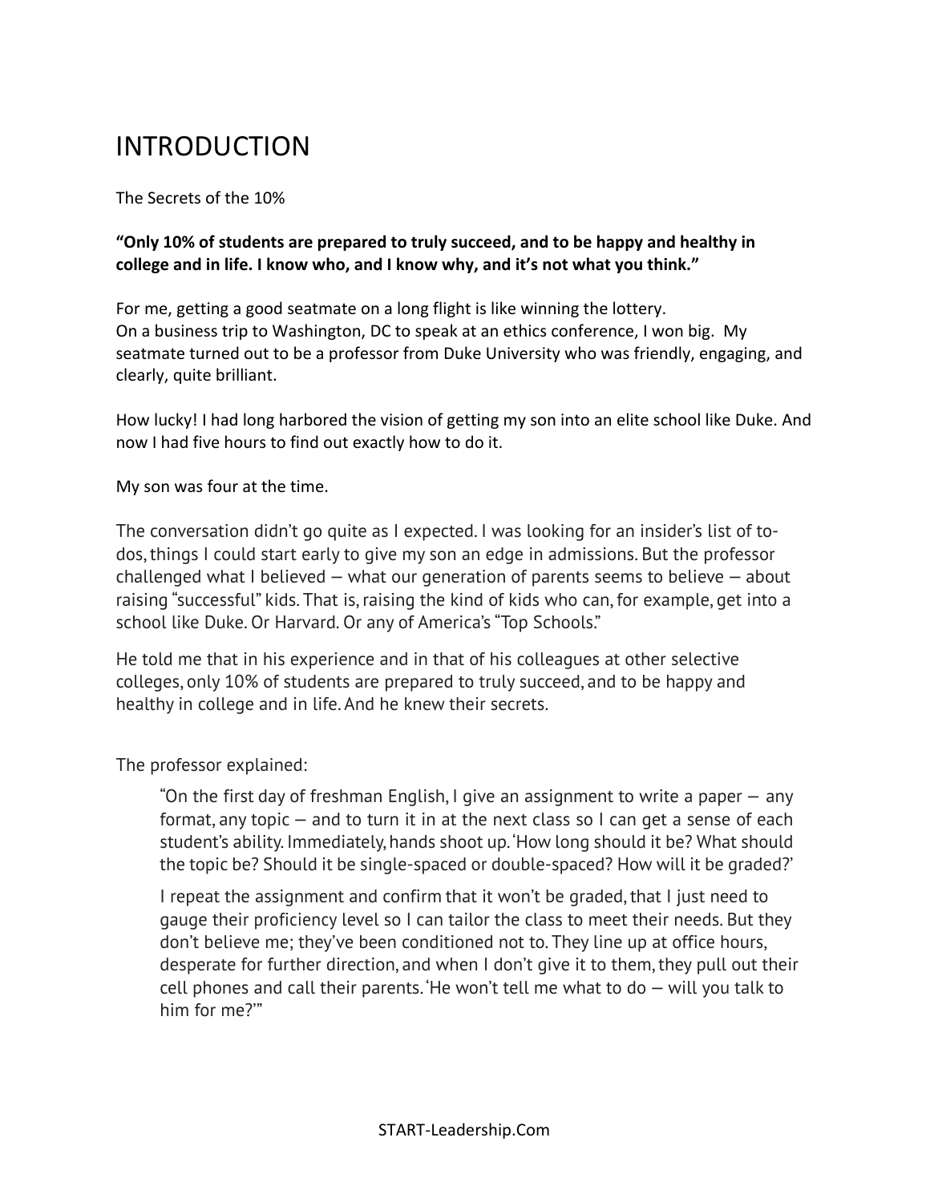# INTRODUCTION

The Secrets of the 10%

**"Only 10% of students are prepared to truly succeed, and to be happy and healthy in college and in life. I know who, and I know why, and it's not what you think."**

For me, getting a good seatmate on a long flight is like winning the lottery.
On a business trip to Washington, DC to speak at an ethics conference, I won big. My seatmate turned out to be a professor from Duke University who was friendly, engaging, and clearly, quite brilliant.

How lucky! I had long harbored the vision of getting my son into an elite school like Duke. And now I had five hours to find out exactly how to do it.

My son was four at the time.

The conversation didn't go quite as I expected. I was looking for an insider's list of to-dos, things I could start early to give my son an edge in admissions. But the professor challenged what I believed — what our generation of parents seems to believe — about raising "successful" kids. That is, raising the kind of kids who can, for example, get into a school like Duke. Or Harvard. Or any of America's "Top Schools."

He told me that in his experience and in that of his colleagues at other selective colleges, only 10% of students are prepared to truly succeed, and to be happy and healthy in college and in life. And he knew their secrets.

The professor explained:

> "On the first day of freshman English, I give an assignment to write a paper — any format, any topic — and to turn it in at the next class so I can get a sense of each student's ability. Immediately, hands shoot up. 'How long should it be? What should the topic be? Should it be single-spaced or double-spaced? How will it be graded?'
>
> I repeat the assignment and confirm that it won't be graded, that I just need to gauge their proficiency level so I can tailor the class to meet their needs. But they don't believe me; they've been conditioned not to. They line up at office hours, desperate for further direction, and when I don't give it to them, they pull out their cell phones and call their parents. 'He won't tell me what to do — will you talk to him for me?'"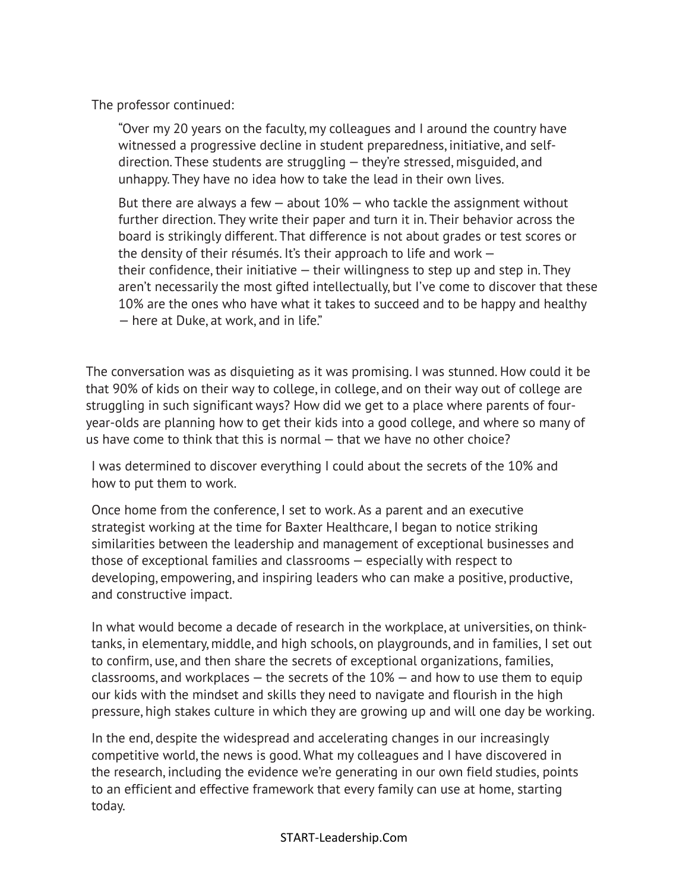The professor continued:

> "Over my 20 years on the faculty, my colleagues and I around the country have witnessed a progressive decline in student preparedness, initiative, and self-direction. These students are struggling — they're stressed, misguided, and unhappy. They have no idea how to take the lead in their own lives.
>
> But there are always a few — about 10% — who tackle the assignment without further direction. They write their paper and turn it in. Their behavior across the board is strikingly different. That difference is not about grades or test scores or the density of their résumés. It's their approach to life and work — their confidence, their initiative — their willingness to step up and step in. They aren't necessarily the most gifted intellectually, but I've come to discover that these 10% are the ones who have what it takes to succeed and to be happy and healthy — here at Duke, at work, and in life."

The conversation was as disquieting as it was promising. I was stunned. How could it be that 90% of kids on their way to college, in college, and on their way out of college are struggling in such significant ways? How did we get to a place where parents of four-year-olds are planning how to get their kids into a good college, and where so many of us have come to think that this is normal — that we have no other choice?

I was determined to discover everything I could about the secrets of the 10% and how to put them to work.

Once home from the conference, I set to work. As a parent and an executive strategist working at the time for Baxter Healthcare, I began to notice striking similarities between the leadership and management of exceptional businesses and those of exceptional families and classrooms — especially with respect to developing, empowering, and inspiring leaders who can make a positive, productive, and constructive impact.

In what would become a decade of research in the workplace, at universities, on think-tanks, in elementary, middle, and high schools, on playgrounds, and in families, I set out to confirm, use, and then share the secrets of exceptional organizations, families, classrooms, and workplaces — the secrets of the 10% — and how to use them to equip our kids with the mindset and skills they need to navigate and flourish in the high pressure, high stakes culture in which they are growing up and will one day be working.

In the end, despite the widespread and accelerating changes in our increasingly competitive world, the news is good. What my colleagues and I have discovered in the research, including the evidence we're generating in our own field studies, points to an efficient and effective framework that every family can use at home, starting today.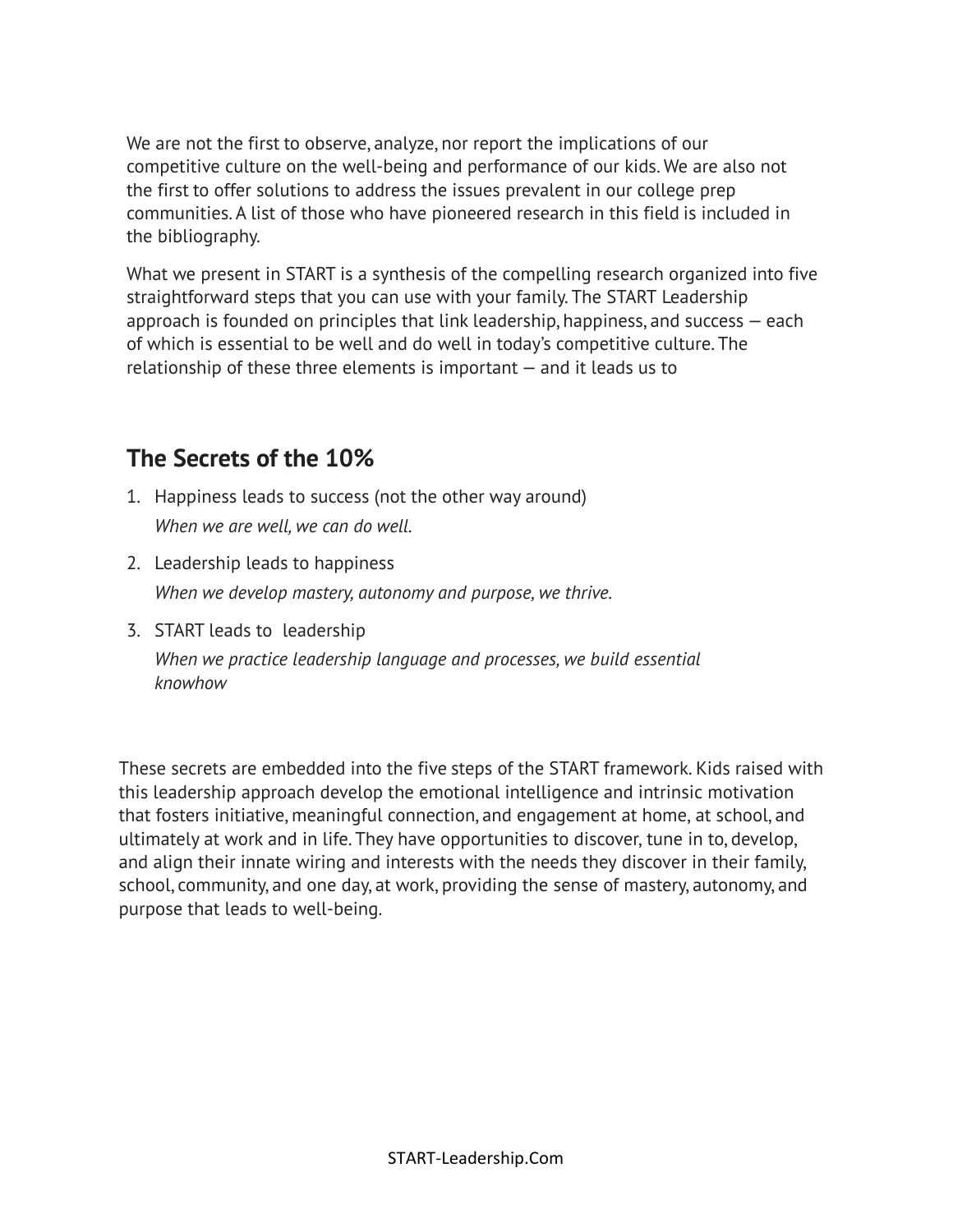We are not the first to observe, analyze, nor report the implications of our competitive culture on the well-being and performance of our kids. We are also not the first to offer solutions to address the issues prevalent in our college prep communities. A list of those who have pioneered research in this field is included in the bibliography.

What we present in START is a synthesis of the compelling research organized into five straightforward steps that you can use with your family. The START Leadership approach is founded on principles that link leadership, happiness, and success — each of which is essential to be well and do well in today's competitive culture. The relationship of these three elements is important — and it leads us to

## The Secrets of the 10%

1. Happiness leads to success (not the other way around)

   *When we are well, we can do well.*

2. Leadership leads to happiness

   *When we develop mastery, autonomy and purpose, we thrive.*

3. START leads to  leadership

   *When we practice leadership language and processes, we build essential knowhow*

These secrets are embedded into the five steps of the START framework. Kids raised with this leadership approach develop the emotional intelligence and intrinsic motivation that fosters initiative, meaningful connection, and engagement at home, at school, and ultimately at work and in life. They have opportunities to discover, tune in to, develop, and align their innate wiring and interests with the needs they discover in their family, school, community, and one day, at work, providing the sense of mastery, autonomy, and purpose that leads to well-being.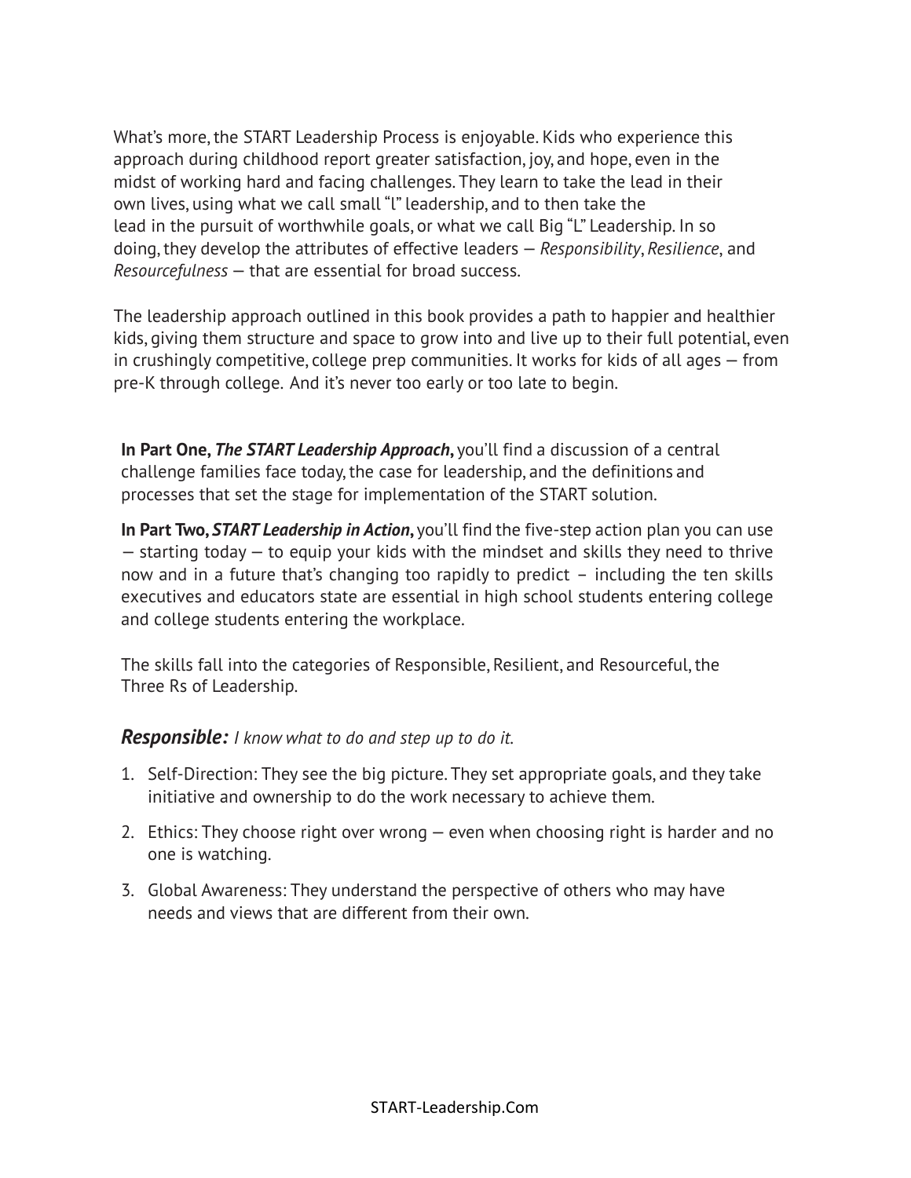What's more, the START Leadership Process is enjoyable. Kids who experience this approach during childhood report greater satisfaction, joy, and hope, even in the midst of working hard and facing challenges. They learn to take the lead in their own lives, using what we call small "l" leadership, and to then take the lead in the pursuit of worthwhile goals, or what we call Big "L" Leadership. In so doing, they develop the attributes of effective leaders — *Responsibility*, *Resilience*, and *Resourcefulness* — that are essential for broad success.

The leadership approach outlined in this book provides a path to happier and healthier kids, giving them structure and space to grow into and live up to their full potential, even in crushingly competitive, college prep communities. It works for kids of all ages — from pre-K through college. And it's never too early or too late to begin.

**In Part One, *The START Leadership Approach*,** you'll find a discussion of a central challenge families face today, the case for leadership, and the definitions and processes that set the stage for implementation of the START solution.

**In Part Two, *START Leadership in Action*,** you'll find the five-step action plan you can use — starting today — to equip your kids with the mindset and skills they need to thrive now and in a future that's changing too rapidly to predict – including the ten skills executives and educators state are essential in high school students entering college and college students entering the workplace.

The skills fall into the categories of Responsible, Resilient, and Resourceful, the Three Rs of Leadership.

***Responsible:*** *I know what to do and step up to do it.*

1. Self-Direction: They see the big picture. They set appropriate goals, and they take initiative and ownership to do the work necessary to achieve them.
2. Ethics: They choose right over wrong — even when choosing right is harder and no one is watching.
3. Global Awareness: They understand the perspective of others who may have needs and views that are different from their own.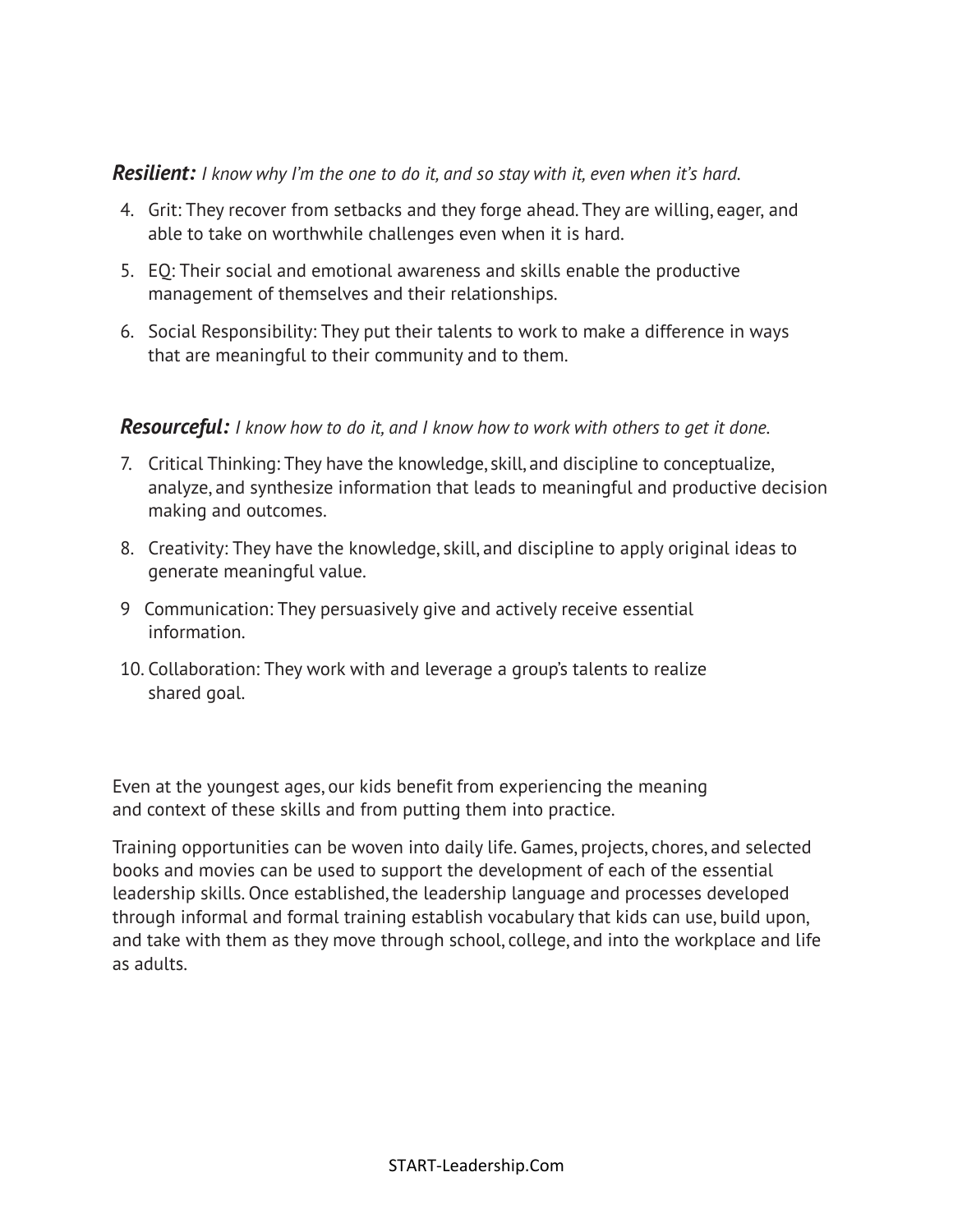***Resilient:*** *I know why I'm the one to do it, and so stay with it, even when it's hard.*

4. Grit: They recover from setbacks and they forge ahead. They are willing, eager, and able to take on worthwhile challenges even when it is hard.
5. EQ: Their social and emotional awareness and skills enable the productive management of themselves and their relationships.
6. Social Responsibility: They put their talents to work to make a difference in ways that are meaningful to their community and to them.

***Resourceful:*** *I know how to do it, and I know how to work with others to get it done.*

7. Critical Thinking: They have the knowledge, skill, and discipline to conceptualize, analyze, and synthesize information that leads to meaningful and productive decision making and outcomes.
8. Creativity: They have the knowledge, skill, and discipline to apply original ideas to generate meaningful value.
9. Communication: They persuasively give and actively receive essential information.
10. Collaboration: They work with and leverage a group's talents to realize shared goal.

Even at the youngest ages, our kids benefit from experiencing the meaning and context of these skills and from putting them into practice.

Training opportunities can be woven into daily life. Games, projects, chores, and selected books and movies can be used to support the development of each of the essential leadership skills. Once established, the leadership language and processes developed through informal and formal training establish vocabulary that kids can use, build upon, and take with them as they move through school, college, and into the workplace and life as adults.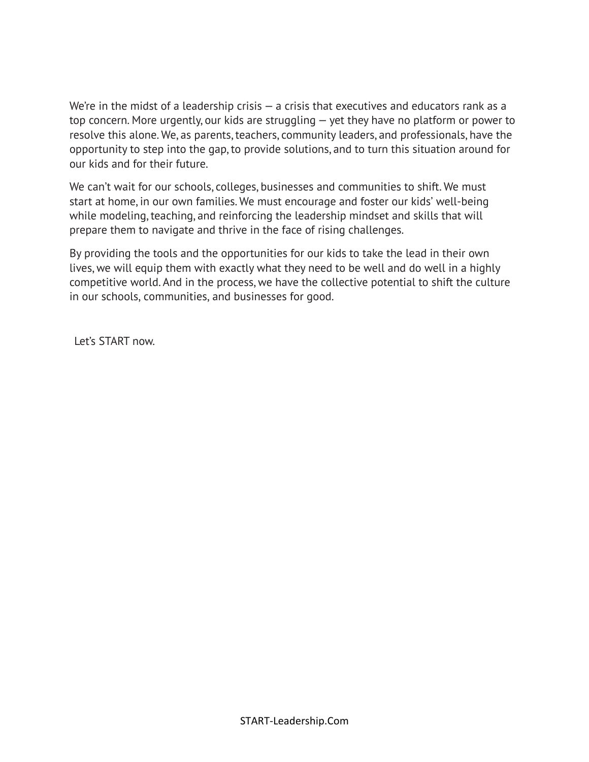We're in the midst of a leadership crisis — a crisis that executives and educators rank as a top concern. More urgently, our kids are struggling — yet they have no platform or power to resolve this alone. We, as parents, teachers, community leaders, and professionals, have the opportunity to step into the gap, to provide solutions, and to turn this situation around for our kids and for their future.

We can't wait for our schools, colleges, businesses and communities to shift. We must start at home, in our own families. We must encourage and foster our kids' well-being while modeling, teaching, and reinforcing the leadership mindset and skills that will prepare them to navigate and thrive in the face of rising challenges.

By providing the tools and the opportunities for our kids to take the lead in their own lives, we will equip them with exactly what they need to be well and do well in a highly competitive world. And in the process, we have the collective potential to shift the culture in our schools, communities, and businesses for good.

Let's START now.

START-Leadership.Com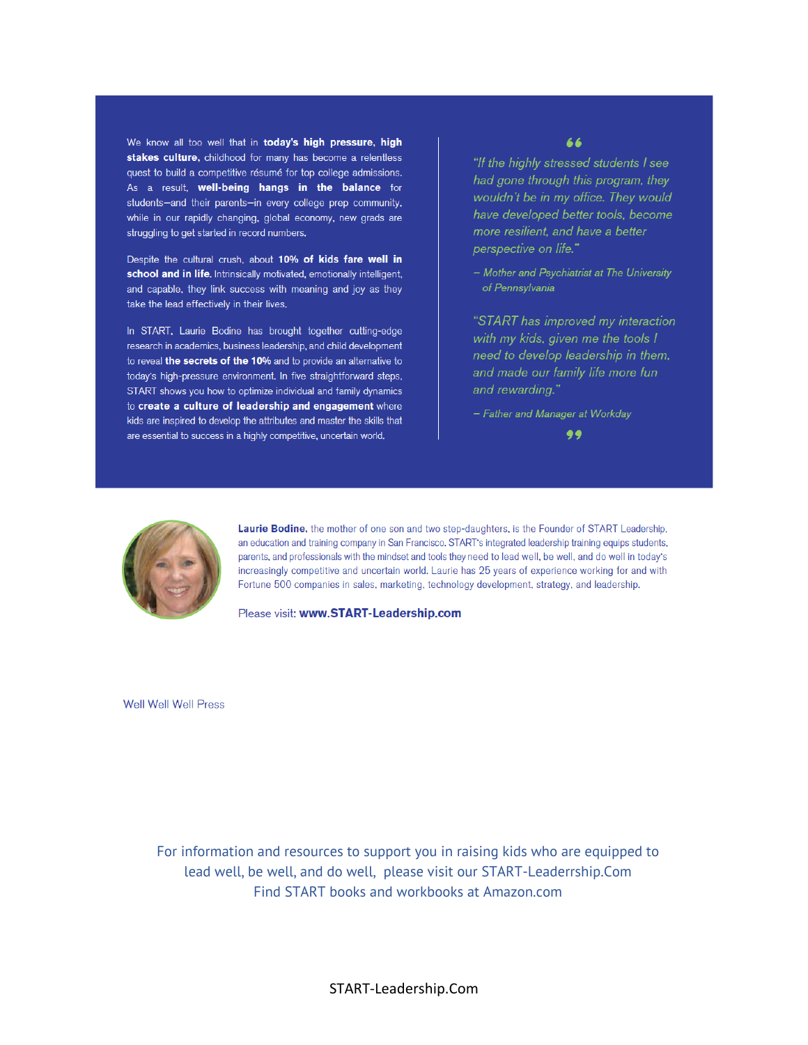We know all too well that in **today's high pressure, high stakes culture,** childhood for many has become a relentless quest to build a competitive résumé for top college admissions. As a result, **well-being hangs in the balance** for students—and their parents—in every college prep community, while in our rapidly changing, global economy, new grads are struggling to get started in record numbers.

Despite the cultural crush, about **10% of kids fare well in school and in life.** Intrinsically motivated, emotionally intelligent, and capable, they link success with meaning and joy as they take the lead effectively in their lives.

In START, Laurie Bodine has brought together cutting-edge research in academics, business leadership, and child development to reveal **the secrets of the 10%** and to provide an alternative to today's high-pressure environment. In five straightforward steps, START shows you how to optimize individual and family dynamics to **create a culture of leadership and engagement** where kids are inspired to develop the attributes and master the skills that are essential to success in a highly competitive, uncertain world.

*"If the highly stressed students I see had gone through this program, they wouldn't be in my office. They would have developed better tools, become more resilient, and have a better perspective on life."*

*– Mother and Psychiatrist at The University of Pennsylvania*

*"START has improved my interaction with my kids, given me the tools I need to develop leadership in them, and made our family life more fun and rewarding."*

*– Father and Manager at Workday*

**Laurie Bodine,** the mother of one son and two step-daughters, is the Founder of START Leadership, an education and training company in San Francisco. START's integrated leadership training equips students, parents, and professionals with the mindset and tools they need to lead well, be well, and do well in today's increasingly competitive and uncertain world. Laurie has 25 years of experience working for and with Fortune 500 companies in sales, marketing, technology development, strategy, and leadership.

Please visit: **www.START-Leadership.com**

Well Well Well Press

For information and resources to support you in raising kids who are equipped to lead well, be well, and do well, please visit our START-Leaderrship.Com
Find START books and workbooks at Amazon.com

START-Leadership.Com